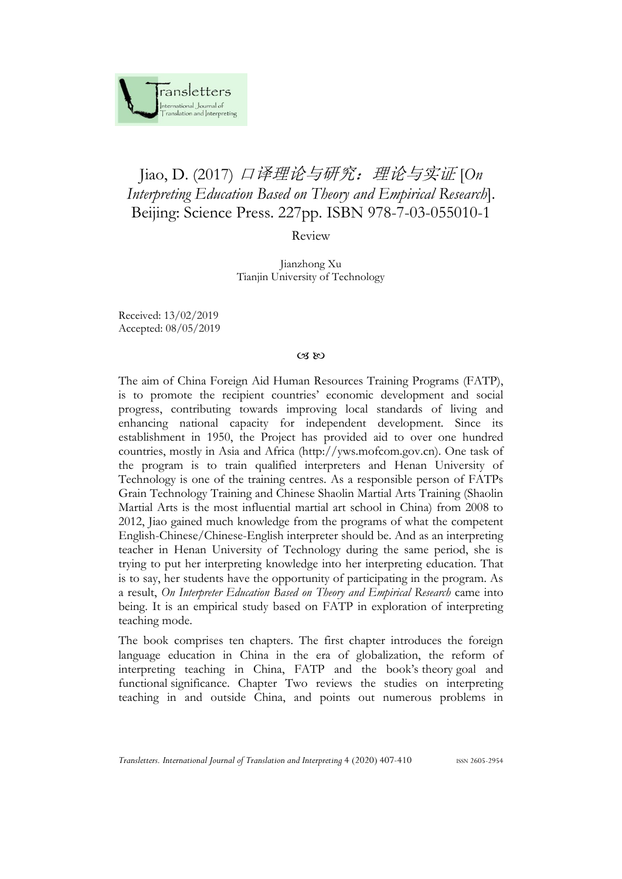# Jiao, D. (2017) *口译理论与研究：理论与实证* [*On Interpreting Education Based on Theory and Empirical Research*]. Beijing: Science Press. 227pp. ISBN 978-7-03-055010-1

Review

Jianzhong Xu
Tianjin University of Technology

Received: 13/02/2019
Accepted: 08/05/2019

The aim of China Foreign Aid Human Resources Training Programs (FATP), is to promote the recipient countries' economic development and social progress, contributing towards improving local standards of living and enhancing national capacity for independent development. Since its establishment in 1950, the Project has provided aid to over one hundred countries, mostly in Asia and Africa (http://yws.mofcom.gov.cn). One task of the program is to train qualified interpreters and Henan University of Technology is one of the training centres. As a responsible person of FATPs Grain Technology Training and Chinese Shaolin Martial Arts Training (Shaolin Martial Arts is the most influential martial art school in China) from 2008 to 2012, Jiao gained much knowledge from the programs of what the competent English-Chinese/Chinese-English interpreter should be. And as an interpreting teacher in Henan University of Technology during the same period, she is trying to put her interpreting knowledge into her interpreting education. That is to say, her students have the opportunity of participating in the program. As a result, *On Interpreter Education Based on Theory and Empirical Research* came into being. It is an empirical study based on FATP in exploration of interpreting teaching mode.

The book comprises ten chapters. The first chapter introduces the foreign language education in China in the era of globalization, the reform of interpreting teaching in China, FATP and the book's theory goal and functional significance. Chapter Two reviews the studies on interpreting teaching in and outside China, and points out numerous problems in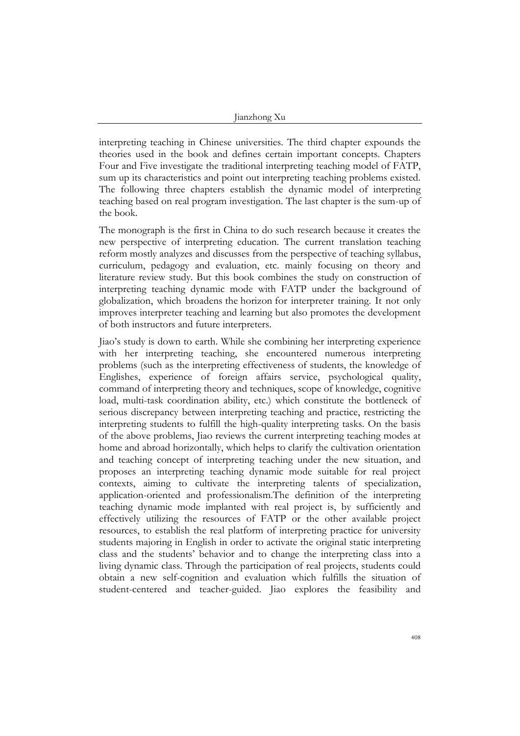interpreting teaching in Chinese universities. The third chapter expounds the theories used in the book and defines certain important concepts. Chapters Four and Five investigate the traditional interpreting teaching model of FATP, sum up its characteristics and point out interpreting teaching problems existed. The following three chapters establish the dynamic model of interpreting teaching based on real program investigation. The last chapter is the sum-up of the book.

The monograph is the first in China to do such research because it creates the new perspective of interpreting education. The current translation teaching reform mostly analyzes and discusses from the perspective of teaching syllabus, curriculum, pedagogy and evaluation, etc. mainly focusing on theory and literature review study. But this book combines the study on construction of interpreting teaching dynamic mode with FATP under the background of globalization, which broadens the horizon for interpreter training. It not only improves interpreter teaching and learning but also promotes the development of both instructors and future interpreters.

Jiao's study is down to earth. While she combining her interpreting experience with her interpreting teaching, she encountered numerous interpreting problems (such as the interpreting effectiveness of students, the knowledge of Englishes, experience of foreign affairs service, psychological quality, command of interpreting theory and techniques, scope of knowledge, cognitive load, multi-task coordination ability, etc.) which constitute the bottleneck of serious discrepancy between interpreting teaching and practice, restricting the interpreting students to fulfill the high-quality interpreting tasks. On the basis of the above problems, Jiao reviews the current interpreting teaching modes at home and abroad horizontally, which helps to clarify the cultivation orientation and teaching concept of interpreting teaching under the new situation, and proposes an interpreting teaching dynamic mode suitable for real project contexts, aiming to cultivate the interpreting talents of specialization, application-oriented and professionalism.The definition of the interpreting teaching dynamic mode implanted with real project is, by sufficiently and effectively utilizing the resources of FATP or the other available project resources, to establish the real platform of interpreting practice for university students majoring in English in order to activate the original static interpreting class and the students' behavior and to change the interpreting class into a living dynamic class. Through the participation of real projects, students could obtain a new self-cognition and evaluation which fulfills the situation of student-centered and teacher-guided. Jiao explores the feasibility and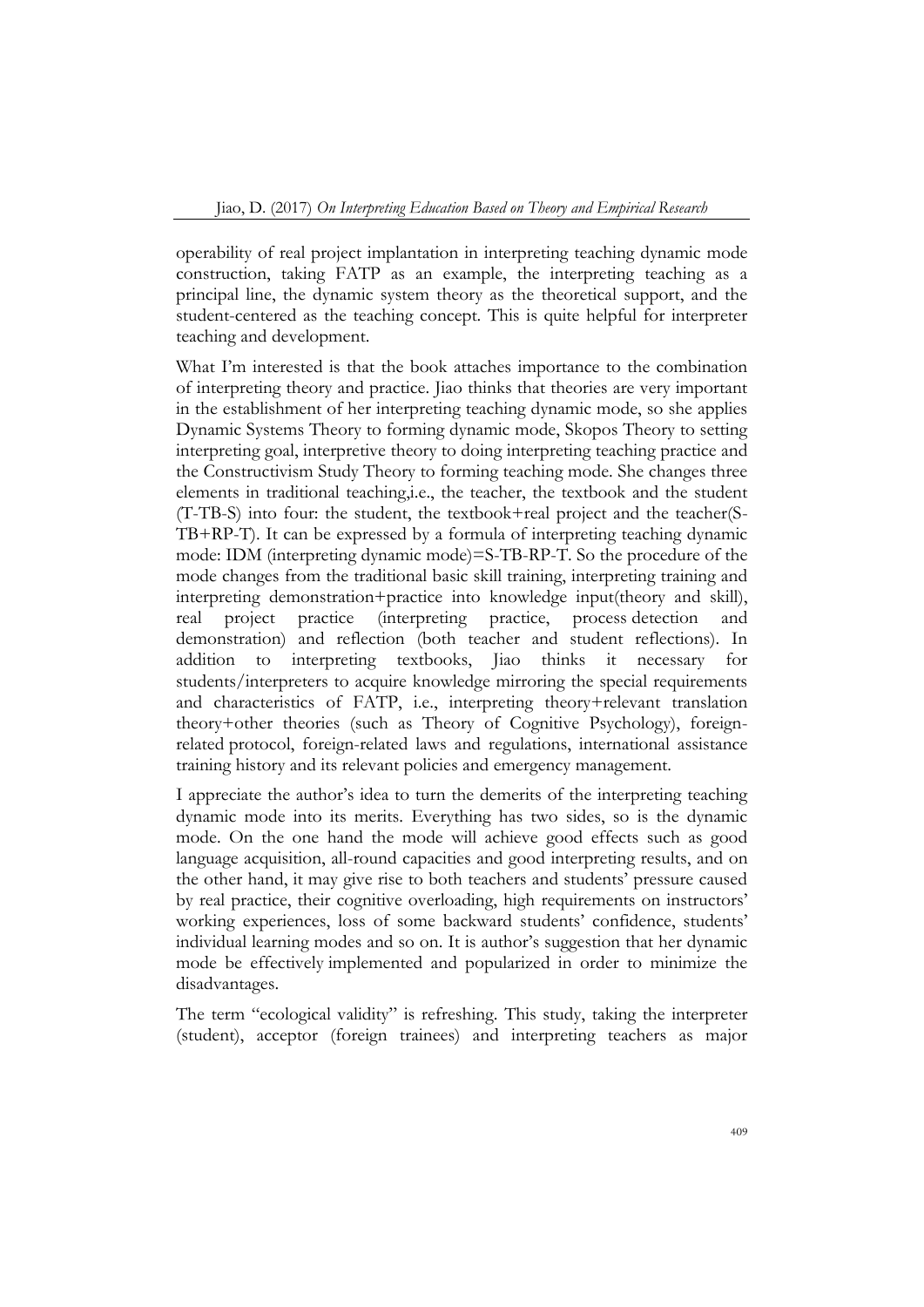operability of real project implantation in interpreting teaching dynamic mode construction, taking FATP as an example, the interpreting teaching as a principal line, the dynamic system theory as the theoretical support, and the student-centered as the teaching concept. This is quite helpful for interpreter teaching and development.

What I'm interested is that the book attaches importance to the combination of interpreting theory and practice. Jiao thinks that theories are very important in the establishment of her interpreting teaching dynamic mode, so she applies Dynamic Systems Theory to forming dynamic mode, Skopos Theory to setting interpreting goal, interpretive theory to doing interpreting teaching practice and the Constructivism Study Theory to forming teaching mode. She changes three elements in traditional teaching,i.e., the teacher, the textbook and the student (T-TB-S) into four: the student, the textbook+real project and the teacher(S-TB+RP-T). It can be expressed by a formula of interpreting teaching dynamic mode: IDM (interpreting dynamic mode)=S-TB-RP-T. So the procedure of the mode changes from the traditional basic skill training, interpreting training and interpreting demonstration+practice into knowledge input(theory and skill), real project practice (interpreting practice, process detection and demonstration) and reflection (both teacher and student reflections). In addition to interpreting textbooks, Jiao thinks it necessary for students/interpreters to acquire knowledge mirroring the special requirements and characteristics of FATP, i.e., interpreting theory+relevant translation theory+other theories (such as Theory of Cognitive Psychology), foreign-related protocol, foreign-related laws and regulations, international assistance training history and its relevant policies and emergency management.

I appreciate the author's idea to turn the demerits of the interpreting teaching dynamic mode into its merits. Everything has two sides, so is the dynamic mode. On the one hand the mode will achieve good effects such as good language acquisition, all-round capacities and good interpreting results, and on the other hand, it may give rise to both teachers and students' pressure caused by real practice, their cognitive overloading, high requirements on instructors' working experiences, loss of some backward students' confidence, students' individual learning modes and so on. It is author's suggestion that her dynamic mode be effectively implemented and popularized in order to minimize the disadvantages.

The term "ecological validity" is refreshing. This study, taking the interpreter (student), acceptor (foreign trainees) and interpreting teachers as major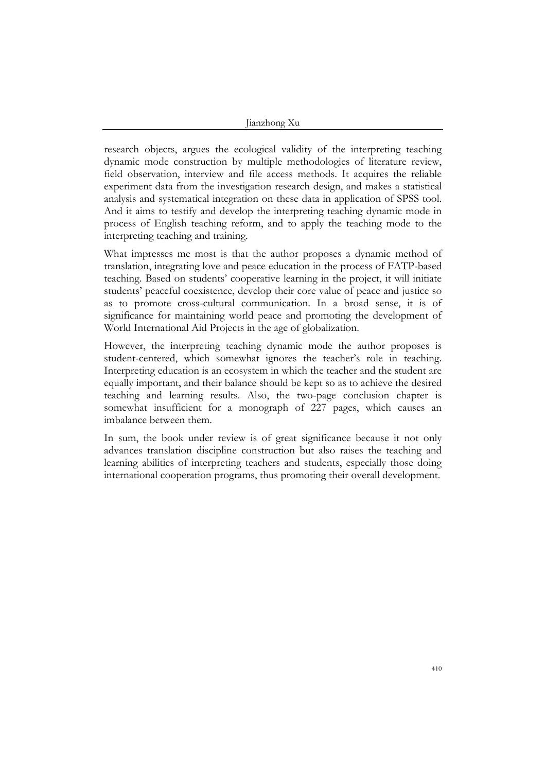research objects, argues the ecological validity of the interpreting teaching dynamic mode construction by multiple methodologies of literature review, field observation, interview and file access methods. It acquires the reliable experiment data from the investigation research design, and makes a statistical analysis and systematical integration on these data in application of SPSS tool. And it aims to testify and develop the interpreting teaching dynamic mode in process of English teaching reform, and to apply the teaching mode to the interpreting teaching and training.

What impresses me most is that the author proposes a dynamic method of translation, integrating love and peace education in the process of FATP-based teaching. Based on students' cooperative learning in the project, it will initiate students' peaceful coexistence, develop their core value of peace and justice so as to promote cross-cultural communication. In a broad sense, it is of significance for maintaining world peace and promoting the development of World International Aid Projects in the age of globalization.

However, the interpreting teaching dynamic mode the author proposes is student-centered, which somewhat ignores the teacher's role in teaching. Interpreting education is an ecosystem in which the teacher and the student are equally important, and their balance should be kept so as to achieve the desired teaching and learning results. Also, the two-page conclusion chapter is somewhat insufficient for a monograph of 227 pages, which causes an imbalance between them.

In sum, the book under review is of great significance because it not only advances translation discipline construction but also raises the teaching and learning abilities of interpreting teachers and students, especially those doing international cooperation programs, thus promoting their overall development.